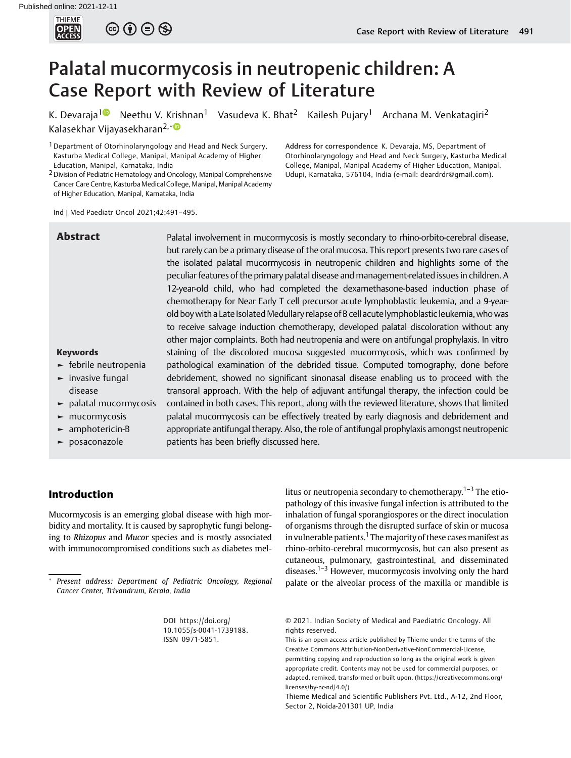# Palatal mucormycosis in neutropenic children: A Case Report with Review of Literature

K. Devaraja[1] Neethu V. Krishnan[1] Vasudeva K. Bhat[2] Kailesh Pujary[1] Archana M. Venkatagiri[2] Kalasekhar Vijayasekharan[2,*]

[1] Department of Otorhinolaryngology and Head and Neck Surgery, Kasturba Medical College, Manipal, Manipal Academy of Higher Education, Manipal, Karnataka, India

[2] Division of Pediatric Hematology and Oncology, Manipal Comprehensive Cancer Care Centre, Kasturba Medical College, Manipal, Manipal Academy of Higher Education, Manipal, Karnataka, India

**Address for correspondence** K. Devaraja, MS, Department of Otorhinolaryngology and Head and Neck Surgery, Kasturba Medical College, Manipal, Manipal Academy of Higher Education, Manipal, Udupi, Karnataka, 576104, India (e-mail: deardrdr@gmail.com).

Ind J Med Paediatr Oncol 2021;42:491–495.

## Abstract

Palatal involvement in mucormycosis is mostly secondary to rhino-orbito-cerebral disease, but rarely can be a primary disease of the oral mucosa. This report presents two rare cases of the isolated palatal mucormycosis in neutropenic children and highlights some of the peculiar features of the primary palatal disease and management-related issues in children. A 12-year-old child, who had completed the dexamethasone-based induction phase of chemotherapy for Near Early T cell precursor acute lymphoblastic leukemia, and a 9-year-old boy with a Late Isolated Medullary relapse of B cell acute lymphoblastic leukemia, who was to receive salvage induction chemotherapy, developed palatal discoloration without any other major complaints. Both had neutropenia and were on antifungal prophylaxis. In vitro staining of the discolored mucosa suggested mucormycosis, which was confirmed by pathological examination of the debrided tissue. Computed tomography, done before debridement, showed no significant sinonasal disease enabling us to proceed with the transoral approach. With the help of adjuvant antifungal therapy, the infection could be contained in both cases. This report, along with the reviewed literature, shows that limited palatal mucormycosis can be effectively treated by early diagnosis and debridement and appropriate antifungal therapy. Also, the role of antifungal prophylaxis amongst neutropenic patients has been briefly discussed here.

**Keywords**

- febrile neutropenia
- invasive fungal disease
- palatal mucormycosis
- mucormycosis
- amphotericin-B
- posaconazole

## Introduction

Mucormycosis is an emerging global disease with high morbidity and mortality. It is caused by saprophytic fungi belonging to *Rhizopus* and *Mucor* species and is mostly associated with immunocompromised conditions such as diabetes mellitus or neutropenia secondary to chemotherapy.[1–3] The etiopathology of this invasive fungal infection is attributed to the inhalation of fungal sporangiospores or the direct inoculation of organisms through the disrupted surface of skin or mucosa in vulnerable patients.[1] The majority of these cases manifest as rhino-orbito-cerebral mucormycosis, but can also present as cutaneous, pulmonary, gastrointestinal, and disseminated diseases.[1–3] However, mucormycosis involving only the hard palate or the alveolar process of the maxilla or mandible is

[*] *Present address: Department of Pediatric Oncology, Regional Cancer Center, Trivandrum, Kerala, India*

**DOI** https://doi.org/10.1055/s-0041-1739188.
**ISSN** 0971-5851.

© 2021. Indian Society of Medical and Paediatric Oncology. All rights reserved.

This is an open access article published by Thieme under the terms of the Creative Commons Attribution-NonDerivative-NonCommercial-License, permitting copying and reproduction so long as the original work is given appropriate credit. Contents may not be used for commercial purposes, or adapted, remixed, transformed or built upon. (https://creativecommons.org/licenses/by-nc-nd/4.0/)

Thieme Medical and Scientific Publishers Pvt. Ltd., A-12, 2nd Floor, Sector 2, Noida-201301 UP, India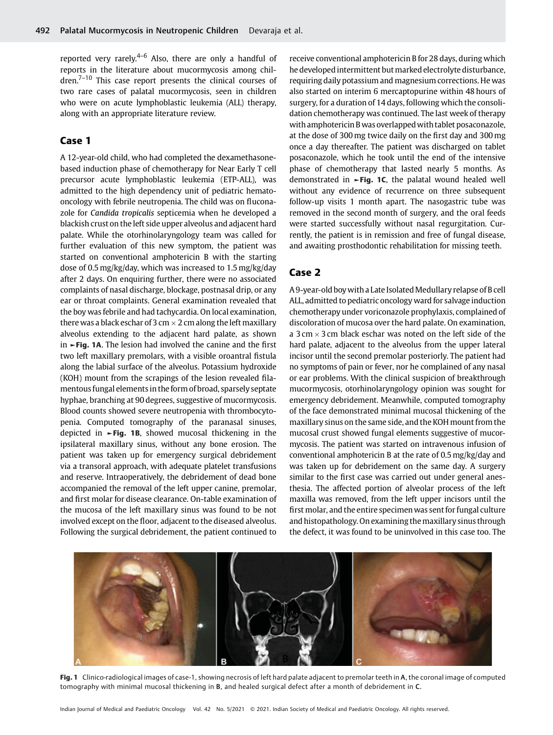reported very rarely.[4–6] Also, there are only a handful of reports in the literature about mucormycosis among children.[7–10] This case report presents the clinical courses of two rare cases of palatal mucormycosis, seen in children who were on acute lymphoblastic leukemia (ALL) therapy, along with an appropriate literature review.

## Case 1

A 12-year-old child, who had completed the dexamethasone-based induction phase of chemotherapy for Near Early T cell precursor acute lymphoblastic leukemia (ETP-ALL), was admitted to the high dependency unit of pediatric hemato-oncology with febrile neutropenia. The child was on fluconazole for *Candida tropicalis* septicemia when he developed a blackish crust on the left side upper alveolus and adjacent hard palate. While the otorhinolaryngology team was called for further evaluation of this new symptom, the patient was started on conventional amphotericin B with the starting dose of 0.5 mg/kg/day, which was increased to 1.5 mg/kg/day after 2 days. On enquiring further, there were no associated complaints of nasal discharge, blockage, postnasal drip, or any ear or throat complaints. General examination revealed that the boy was febrile and had tachycardia. On local examination, there was a black eschar of 3 cm × 2 cm along the left maxillary alveolus extending to the adjacent hard palate, as shown in ►**Fig. 1A**. The lesion had involved the canine and the first two left maxillary premolars, with a visible oroantral fistula along the labial surface of the alveolus. Potassium hydroxide (KOH) mount from the scrapings of the lesion revealed filamentous fungal elements in the form of broad, sparsely septate hyphae, branching at 90 degrees, suggestive of mucormycosis. Blood counts showed severe neutropenia with thrombocytopenia. Computed tomography of the paranasal sinuses, depicted in ►**Fig. 1B**, showed mucosal thickening in the ipsilateral maxillary sinus, without any bone erosion. The patient was taken up for emergency surgical debridement via a transoral approach, with adequate platelet transfusions and reserve. Intraoperatively, the debridement of dead bone accompanied the removal of the left upper canine, premolar, and first molar for disease clearance. On-table examination of the mucosa of the left maxillary sinus was found to be not involved except on the floor, adjacent to the diseased alveolus. Following the surgical debridement, the patient continued to receive conventional amphotericin B for 28 days, during which he developed intermittent but marked electrolyte disturbance, requiring daily potassium and magnesium corrections. He was also started on interim 6 mercaptopurine within 48 hours of surgery, for a duration of 14 days, following which the consolidation chemotherapy was continued. The last week of therapy with amphotericin B was overlapped with tablet posaconazole, at the dose of 300 mg twice daily on the first day and 300 mg once a day thereafter. The patient was discharged on tablet posaconazole, which he took until the end of the intensive phase of chemotherapy that lasted nearly 5 months. As demonstrated in ►**Fig. 1C**, the palatal wound healed well without any evidence of recurrence on three subsequent follow-up visits 1 month apart. The nasogastric tube was removed in the second month of surgery, and the oral feeds were started successfully without nasal regurgitation. Currently, the patient is in remission and free of fungal disease, and awaiting prosthodontic rehabilitation for missing teeth.

## Case 2

A 9-year-old boy with a Late Isolated Medullary relapse of B cell ALL, admitted to pediatric oncology ward for salvage induction chemotherapy under voriconazole prophylaxis, complained of discoloration of mucosa over the hard palate. On examination, a 3 cm × 3 cm black eschar was noted on the left side of the hard palate, adjacent to the alveolus from the upper lateral incisor until the second premolar posteriorly. The patient had no symptoms of pain or fever, nor he complained of any nasal or ear problems. With the clinical suspicion of breakthrough mucormycosis, otorhinolaryngology opinion was sought for emergency debridement. Meanwhile, computed tomography of the face demonstrated minimal mucosal thickening of the maxillary sinus on the same side, and the KOH mount from the mucosal crust showed fungal elements suggestive of mucormycosis. The patient was started on intravenous infusion of conventional amphotericin B at the rate of 0.5 mg/kg/day and was taken up for debridement on the same day. A surgery similar to the first case was carried out under general anesthesia. The affected portion of alveolar process of the left maxilla was removed, from the left upper incisors until the first molar, and the entire specimen was sent for fungal culture and histopathology. On examining the maxillary sinus through the defect, it was found to be uninvolved in this case too. The

**Fig. 1** Clinico-radiological images of case-1, showing necrosis of left hard palate adjacent to premolar teeth in **A**, the coronal image of computed tomography with minimal mucosal thickening in **B**, and healed surgical defect after a month of debridement in **C**.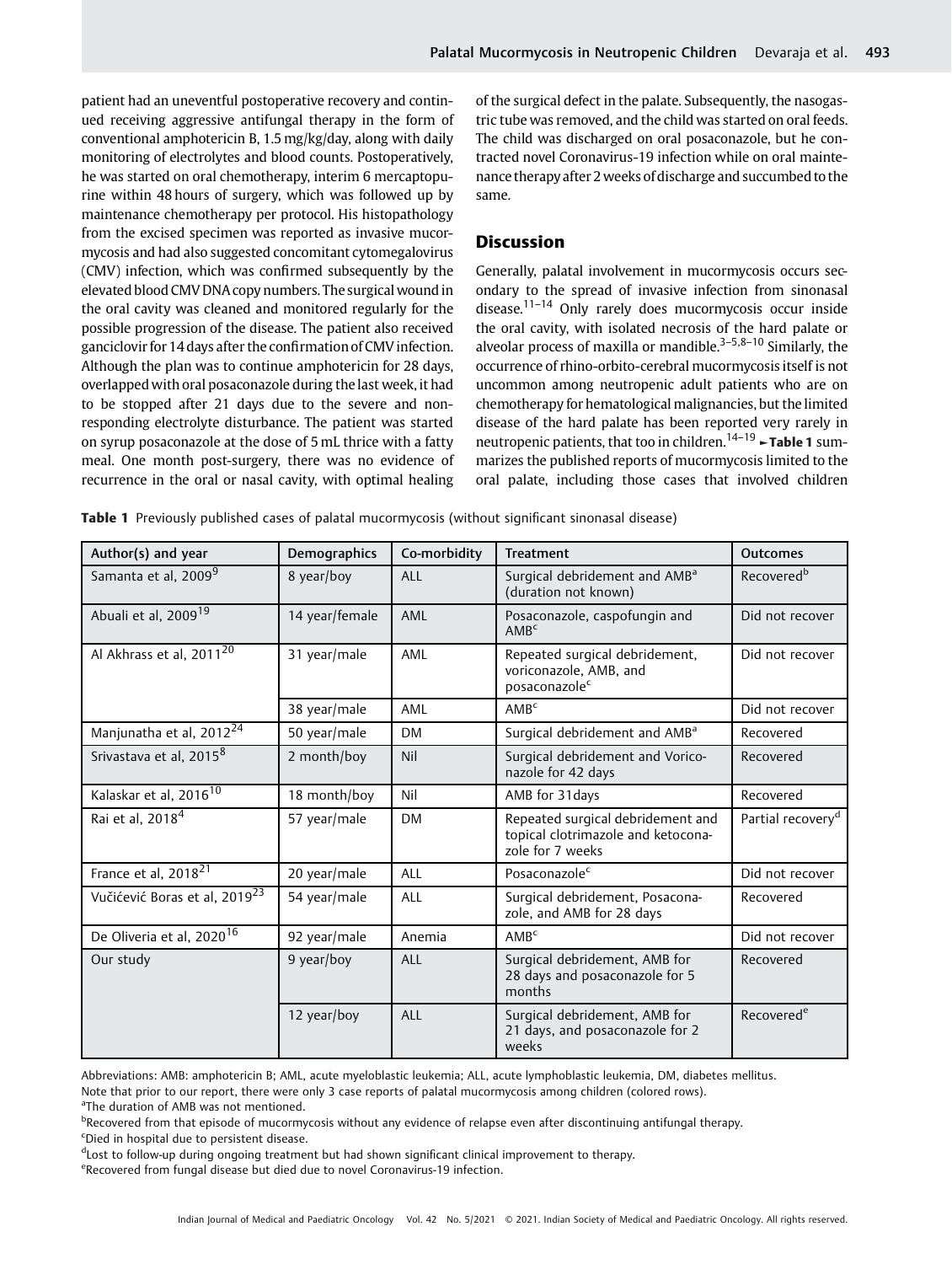patient had an uneventful postoperative recovery and continued receiving aggressive antifungal therapy in the form of conventional amphotericin B, 1.5 mg/kg/day, along with daily monitoring of electrolytes and blood counts. Postoperatively, he was started on oral chemotherapy, interim 6 mercaptopurine within 48 hours of surgery, which was followed up by maintenance chemotherapy per protocol. His histopathology from the excised specimen was reported as invasive mucormycosis and had also suggested concomitant cytomegalovirus (CMV) infection, which was confirmed subsequently by the elevated blood CMV DNA copy numbers. The surgical wound in the oral cavity was cleaned and monitored regularly for the possible progression of the disease. The patient also received ganciclovir for 14 days after the confirmation of CMV infection. Although the plan was to continue amphotericin for 28 days, overlapped with oral posaconazole during the last week, it had to be stopped after 21 days due to the severe and non-responding electrolyte disturbance. The patient was started on syrup posaconazole at the dose of 5 mL thrice with a fatty meal. One month post-surgery, there was no evidence of recurrence in the oral or nasal cavity, with optimal healing of the surgical defect in the palate. Subsequently, the nasogastric tube was removed, and the child was started on oral feeds. The child was discharged on oral posaconazole, but he contracted novel Coronavirus-19 infection while on oral maintenance therapy after 2 weeks of discharge and succumbed to the same.

## Discussion

Generally, palatal involvement in mucormycosis occurs secondary to the spread of invasive infection from sinonasal disease.[11–14] Only rarely does mucormycosis occur inside the oral cavity, with isolated necrosis of the hard palate or alveolar process of maxilla or mandible.[3–5,8–10] Similarly, the occurrence of rhino-orbito-cerebral mucormycosis itself is not uncommon among neutropenic adult patients who are on chemotherapy for hematological malignancies, but the limited disease of the hard palate has been reported very rarely in neutropenic patients, that too in children.[14–19] ►**Table 1** summarizes the published reports of mucormycosis limited to the oral palate, including those cases that involved children

**Table 1** Previously published cases of palatal mucormycosis (without significant sinonasal disease)

| Author(s) and year | Demographics | Co-morbidity | Treatment | Outcomes |
|---|---|---|---|---|
| Samanta et al, 2009[9] | 8 year/boy | ALL | Surgical debridement and AMB[a] (duration not known) | Recovered[b] |
| Abuali et al, 2009[19] | 14 year/female | AML | Posaconazole, caspofungin and AMB[c] | Did not recover |
| Al Akhrass et al, 2011[20] | 31 year/male | AML | Repeated surgical debridement, voriconazole, AMB, and posaconazole[c] | Did not recover |
| | 38 year/male | AML | AMB[c] | Did not recover |
| Manjunatha et al, 2012[24] | 50 year/male | DM | Surgical debridement and AMB[a] | Recovered |
| Srivastava et al, 2015[8] | 2 month/boy | Nil | Surgical debridement and Voriconazole for 42 days | Recovered |
| Kalaskar et al, 2016[10] | 18 month/boy | Nil | AMB for 31days | Recovered |
| Rai et al, 2018[4] | 57 year/male | DM | Repeated surgical debridement and topical clotrimazole and ketoconazole for 7 weeks | Partial recovery[d] |
| France et al, 2018[21] | 20 year/male | ALL | Posaconazole[c] | Did not recover |
| Vučićević Boras et al, 2019[23] | 54 year/male | ALL | Surgical debridement, Posaconazole, and AMB for 28 days | Recovered |
| De Oliveria et al, 2020[16] | 92 year/male | Anemia | AMB[c] | Did not recover |
| Our study | 9 year/boy | ALL | Surgical debridement, AMB for 28 days and posaconazole for 5 months | Recovered |
| | 12 year/boy | ALL | Surgical debridement, AMB for 21 days, and posaconazole for 2 weeks | Recovered[e] |

Abbreviations: AMB: amphotericin B; AML, acute myeloblastic leukemia; ALL, acute lymphoblastic leukemia, DM, diabetes mellitus.
Note that prior to our report, there were only 3 case reports of palatal mucormycosis among children (colored rows).
[a]The duration of AMB was not mentioned.
[b]Recovered from that episode of mucormycosis without any evidence of relapse even after discontinuing antifungal therapy.
[c]Died in hospital due to persistent disease.
[d]Lost to follow-up during ongoing treatment but had shown significant clinical improvement to therapy.
[e]Recovered from fungal disease but died due to novel Coronavirus-19 infection.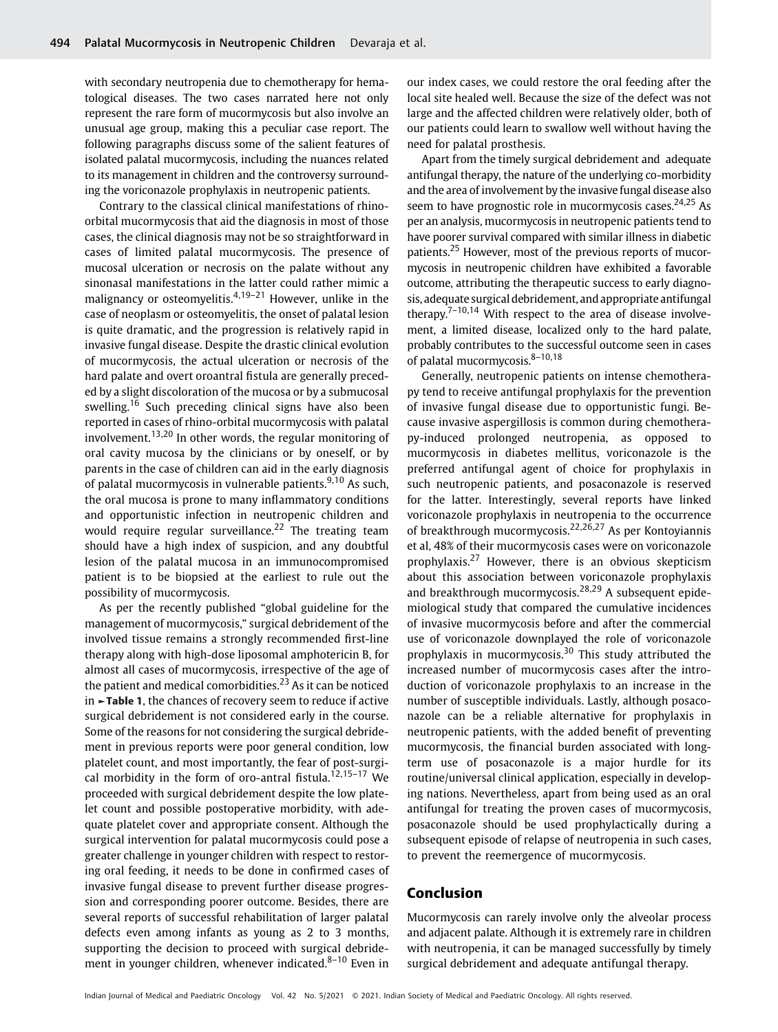with secondary neutropenia due to chemotherapy for hematological diseases. The two cases narrated here not only represent the rare form of mucormycosis but also involve an unusual age group, making this a peculiar case report. The following paragraphs discuss some of the salient features of isolated palatal mucormycosis, including the nuances related to its management in children and the controversy surrounding the voriconazole prophylaxis in neutropenic patients.

Contrary to the classical clinical manifestations of rhino-orbital mucormycosis that aid the diagnosis in most of those cases, the clinical diagnosis may not be so straightforward in cases of limited palatal mucormycosis. The presence of mucosal ulceration or necrosis on the palate without any sinonasal manifestations in the latter could rather mimic a malignancy or osteomyelitis.[4,19–21] However, unlike in the case of neoplasm or osteomyelitis, the onset of palatal lesion is quite dramatic, and the progression is relatively rapid in invasive fungal disease. Despite the drastic clinical evolution of mucormycosis, the actual ulceration or necrosis of the hard palate and overt oroantral fistula are generally preceded by a slight discoloration of the mucosa or by a submucosal swelling.[16] Such preceding clinical signs have also been reported in cases of rhino-orbital mucormycosis with palatal involvement.[13,20] In other words, the regular monitoring of oral cavity mucosa by the clinicians or by oneself, or by parents in the case of children can aid in the early diagnosis of palatal mucormycosis in vulnerable patients.[9,10] As such, the oral mucosa is prone to many inflammatory conditions and opportunistic infection in neutropenic children and would require regular surveillance.[22] The treating team should have a high index of suspicion, and any doubtful lesion of the palatal mucosa in an immunocompromised patient is to be biopsied at the earliest to rule out the possibility of mucormycosis.

As per the recently published "global guideline for the management of mucormycosis," surgical debridement of the involved tissue remains a strongly recommended first-line therapy along with high-dose liposomal amphotericin B, for almost all cases of mucormycosis, irrespective of the age of the patient and medical comorbidities.[23] As it can be noticed in ►Table 1, the chances of recovery seem to reduce if active surgical debridement is not considered early in the course. Some of the reasons for not considering the surgical debridement in previous reports were poor general condition, low platelet count, and most importantly, the fear of post-surgical morbidity in the form of oro-antral fistula.[12,15–17] We proceeded with surgical debridement despite the low platelet count and possible postoperative morbidity, with adequate platelet cover and appropriate consent. Although the surgical intervention for palatal mucormycosis could pose a greater challenge in younger children with respect to restoring oral feeding, it needs to be done in confirmed cases of invasive fungal disease to prevent further disease progression and corresponding poorer outcome. Besides, there are several reports of successful rehabilitation of larger palatal defects even among infants as young as 2 to 3 months, supporting the decision to proceed with surgical debridement in younger children, whenever indicated.[8–10] Even in our index cases, we could restore the oral feeding after the local site healed well. Because the size of the defect was not large and the affected children were relatively older, both of our patients could learn to swallow well without having the need for palatal prosthesis.

Apart from the timely surgical debridement and adequate antifungal therapy, the nature of the underlying co-morbidity and the area of involvement by the invasive fungal disease also seem to have prognostic role in mucormycosis cases.[24,25] As per an analysis, mucormycosis in neutropenic patients tend to have poorer survival compared with similar illness in diabetic patients.[25] However, most of the previous reports of mucormycosis in neutropenic children have exhibited a favorable outcome, attributing the therapeutic success to early diagnosis, adequate surgical debridement, and appropriate antifungal therapy.[7–10,14] With respect to the area of disease involvement, a limited disease, localized only to the hard palate, probably contributes to the successful outcome seen in cases of palatal mucormycosis.[8–10,18]

Generally, neutropenic patients on intense chemotherapy tend to receive antifungal prophylaxis for the prevention of invasive fungal disease due to opportunistic fungi. Because invasive aspergillosis is common during chemotherapy-induced prolonged neutropenia, as opposed to mucormycosis in diabetes mellitus, voriconazole is the preferred antifungal agent of choice for prophylaxis in such neutropenic patients, and posaconazole is reserved for the latter. Interestingly, several reports have linked voriconazole prophylaxis in neutropenia to the occurrence of breakthrough mucormycosis.[22,26,27] As per Kontoyiannis et al, 48% of their mucormycosis cases were on voriconazole prophylaxis.[27] However, there is an obvious skepticism about this association between voriconazole prophylaxis and breakthrough mucormycosis.[28,29] A subsequent epidemiological study that compared the cumulative incidences of invasive mucormycosis before and after the commercial use of voriconazole downplayed the role of voriconazole prophylaxis in mucormycosis.[30] This study attributed the increased number of mucormycosis cases after the introduction of voriconazole prophylaxis to an increase in the number of susceptible individuals. Lastly, although posaconazole can be a reliable alternative for prophylaxis in neutropenic patients, with the added benefit of preventing mucormycosis, the financial burden associated with long-term use of posaconazole is a major hurdle for its routine/universal clinical application, especially in developing nations. Nevertheless, apart from being used as an oral antifungal for treating the proven cases of mucormycosis, posaconazole should be used prophylactically during a subsequent episode of relapse of neutropenia in such cases, to prevent the reemergence of mucormycosis.

## Conclusion

Mucormycosis can rarely involve only the alveolar process and adjacent palate. Although it is extremely rare in children with neutropenia, it can be managed successfully by timely surgical debridement and adequate antifungal therapy.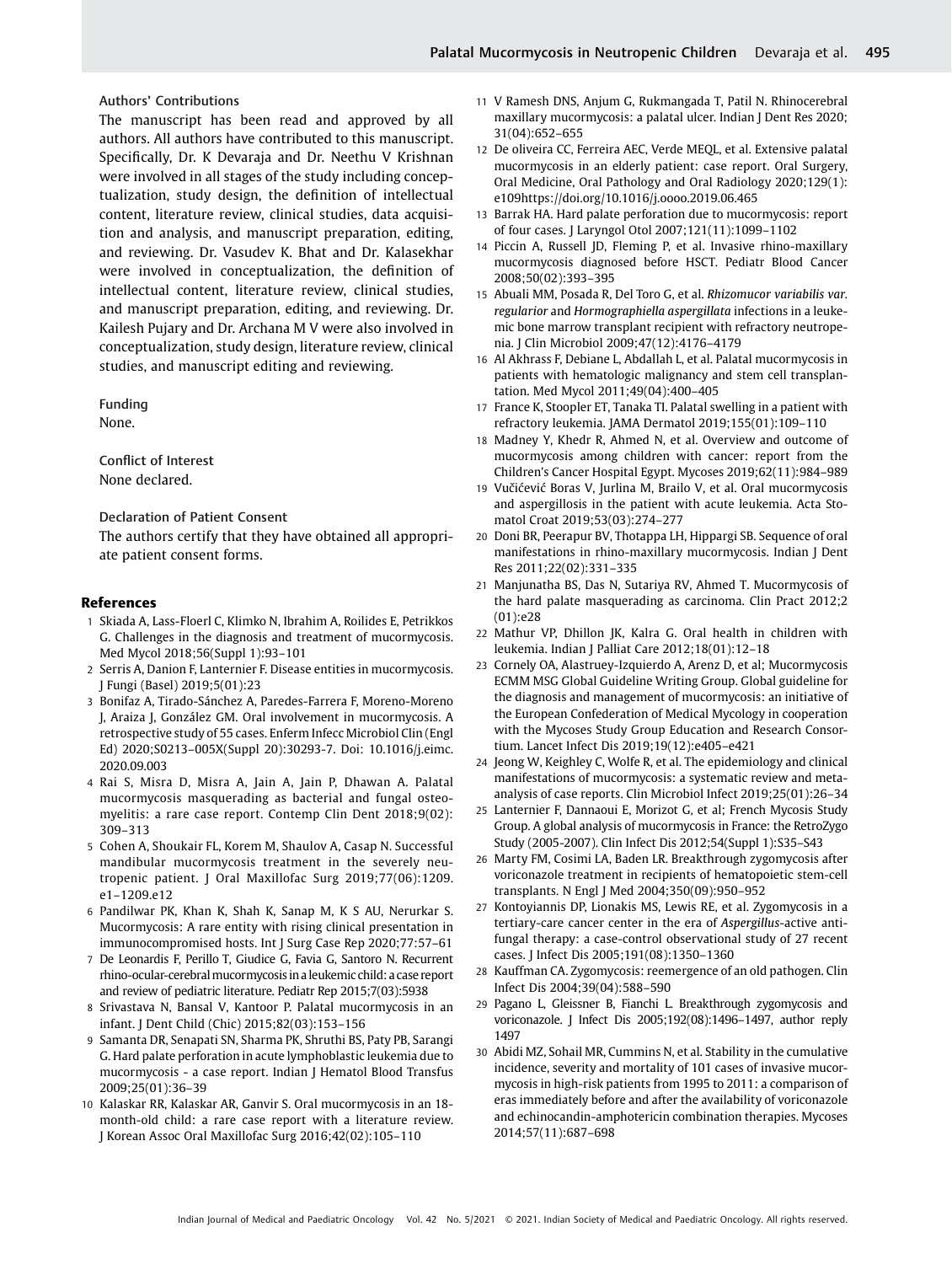Authors' Contributions

The manuscript has been read and approved by all authors. All authors have contributed to this manuscript. Specifically, Dr. K Devaraja and Dr. Neethu V Krishnan were involved in all stages of the study including conceptualization, study design, the definition of intellectual content, literature review, clinical studies, data acquisition and analysis, and manuscript preparation, editing, and reviewing. Dr. Vasudev K. Bhat and Dr. Kalasekhar were involved in conceptualization, the definition of intellectual content, literature review, clinical studies, and manuscript preparation, editing, and reviewing. Dr. Kailesh Pujary and Dr. Archana M V were also involved in conceptualization, study design, literature review, clinical studies, and manuscript editing and reviewing.

Funding

None.

Conflict of Interest

None declared.

Declaration of Patient Consent

The authors certify that they have obtained all appropriate patient consent forms.

## References

1. Skiada A, Lass-Floerl C, Klimko N, Ibrahim A, Roilides E, Petrikkos G. Challenges in the diagnosis and treatment of mucormycosis. Med Mycol 2018;56(Suppl 1):93–101
2. Serris A, Danion F, Lanternier F. Disease entities in mucormycosis. J Fungi (Basel) 2019;5(01):23
3. Bonifaz A, Tirado-Sánchez A, Paredes-Farrera F, Moreno-Moreno J, Araiza J, González GM. Oral involvement in mucormycosis. A retrospective study of 55 cases. Enferm Infecc Microbiol Clin (Engl Ed) 2020;S0213–005X(Suppl 20):30293-7. Doi: 10.1016/j.eimc. 2020.09.003
4. Rai S, Misra D, Misra A, Jain A, Jain P, Dhawan A. Palatal mucormycosis masquerading as bacterial and fungal osteomyelitis: a rare case report. Contemp Clin Dent 2018;9(02): 309–313
5. Cohen A, Shoukair FL, Korem M, Shaulov A, Casap N. Successful mandibular mucormycosis treatment in the severely neutropenic patient. J Oral Maxillofac Surg 2019;77(06):1209. e1–1209.e12
6. Pandilwar PK, Khan K, Shah K, Sanap M, K S AU, Nerurkar S. Mucormycosis: A rare entity with rising clinical presentation in immunocompromised hosts. Int J Surg Case Rep 2020;77:57–61
7. De Leonardis F, Perillo T, Giudice G, Favia G, Santoro N. Recurrent rhino-ocular-cerebral mucormycosis in a leukemic child: a case report and review of pediatric literature. Pediatr Rep 2015;7(03):5938
8. Srivastava N, Bansal V, Kantoor P. Palatal mucormycosis in an infant. J Dent Child (Chic) 2015;82(03):153–156
9. Samanta DR, Senapati SN, Sharma PK, Shruthi BS, Paty PB, Sarangi G. Hard palate perforation in acute lymphoblastic leukemia due to mucormycosis - a case report. Indian J Hematol Blood Transfus 2009;25(01):36–39
10. Kalaskar RR, Kalaskar AR, Ganvir S. Oral mucormycosis in an 18-month-old child: a rare case report with a literature review. J Korean Assoc Oral Maxillofac Surg 2016;42(02):105–110
11. V Ramesh DNS, Anjum G, Rukmangada T, Patil N. Rhinocerebral maxillary mucormycosis: a palatal ulcer. Indian J Dent Res 2020; 31(04):652–655
12. De oliveira CC, Ferreira AEC, Verde MEQL, et al. Extensive palatal mucormycosis in an elderly patient: case report. Oral Surgery, Oral Medicine, Oral Pathology and Oral Radiology 2020;129(1): e109https://doi.org/10.1016/j.oooo.2019.06.465
13. Barrak HA. Hard palate perforation due to mucormycosis: report of four cases. J Laryngol Otol 2007;121(11):1099–1102
14. Piccin A, Russell JD, Fleming P, et al. Invasive rhino-maxillary mucormycosis diagnosed before HSCT. Pediatr Blood Cancer 2008;50(02):393–395
15. Abuali MM, Posada R, Del Toro G, et al. *Rhizomucor variabilis var. regularior* and *Hormographiella aspergillata* infections in a leukemic bone marrow transplant recipient with refractory neutropenia. J Clin Microbiol 2009;47(12):4176–4179
16. Al Akhrass F, Debiane L, Abdallah L, et al. Palatal mucormycosis in patients with hematologic malignancy and stem cell transplantation. Med Mycol 2011;49(04):400–405
17. France K, Stoopler ET, Tanaka TI. Palatal swelling in a patient with refractory leukemia. JAMA Dermatol 2019;155(01):109–110
18. Madney Y, Khedr R, Ahmed N, et al. Overview and outcome of mucormycosis among children with cancer: report from the Children's Cancer Hospital Egypt. Mycoses 2019;62(11):984–989
19. Vučićević Boras V, Jurlina M, Brailo V, et al. Oral mucormycosis and aspergillosis in the patient with acute leukemia. Acta Stomatol Croat 2019;53(03):274–277
20. Doni BR, Peerapur BV, Thotappa LH, Hippargi SB. Sequence of oral manifestations in rhino-maxillary mucormycosis. Indian J Dent Res 2011;22(02):331–335
21. Manjunatha BS, Das N, Sutariya RV, Ahmed T. Mucormycosis of the hard palate masquerading as carcinoma. Clin Pract 2012;2 (01):e28
22. Mathur VP, Dhillon JK, Kalra G. Oral health in children with leukemia. Indian J Palliat Care 2012;18(01):12–18
23. Cornely OA, Alastruey-Izquierdo A, Arenz D, et al; Mucormycosis ECMM MSG Global Guideline Writing Group. Global guideline for the diagnosis and management of mucormycosis: an initiative of the European Confederation of Medical Mycology in cooperation with the Mycoses Study Group Education and Research Consortium. Lancet Infect Dis 2019;19(12):e405–e421
24. Jeong W, Keighley C, Wolfe R, et al. The epidemiology and clinical manifestations of mucormycosis: a systematic review and meta-analysis of case reports. Clin Microbiol Infect 2019;25(01):26–34
25. Lanternier F, Dannaoui E, Morizot G, et al; French Mycosis Study Group. A global analysis of mucormycosis in France: the RetroZygo Study (2005-2007). Clin Infect Dis 2012;54(Suppl 1):S35–S43
26. Marty FM, Cosimi LA, Baden LR. Breakthrough zygomycosis after voriconazole treatment in recipients of hematopoietic stem-cell transplants. N Engl J Med 2004;350(09):950–952
27. Kontoyiannis DP, Lionakis MS, Lewis RE, et al. Zygomycosis in a tertiary-care cancer center in the era of *Aspergillus*-active antifungal therapy: a case-control observational study of 27 recent cases. J Infect Dis 2005;191(08):1350–1360
28. Kauffman CA. Zygomycosis: reemergence of an old pathogen. Clin Infect Dis 2004;39(04):588–590
29. Pagano L, Gleissner B, Fianchi L. Breakthrough zygomycosis and voriconazole. J Infect Dis 2005;192(08):1496–1497, author reply 1497
30. Abidi MZ, Sohail MR, Cummins N, et al. Stability in the cumulative incidence, severity and mortality of 101 cases of invasive mucormycosis in high-risk patients from 1995 to 2011: a comparison of eras immediately before and after the availability of voriconazole and echinocandin-amphotericin combination therapies. Mycoses 2014;57(11):687–698